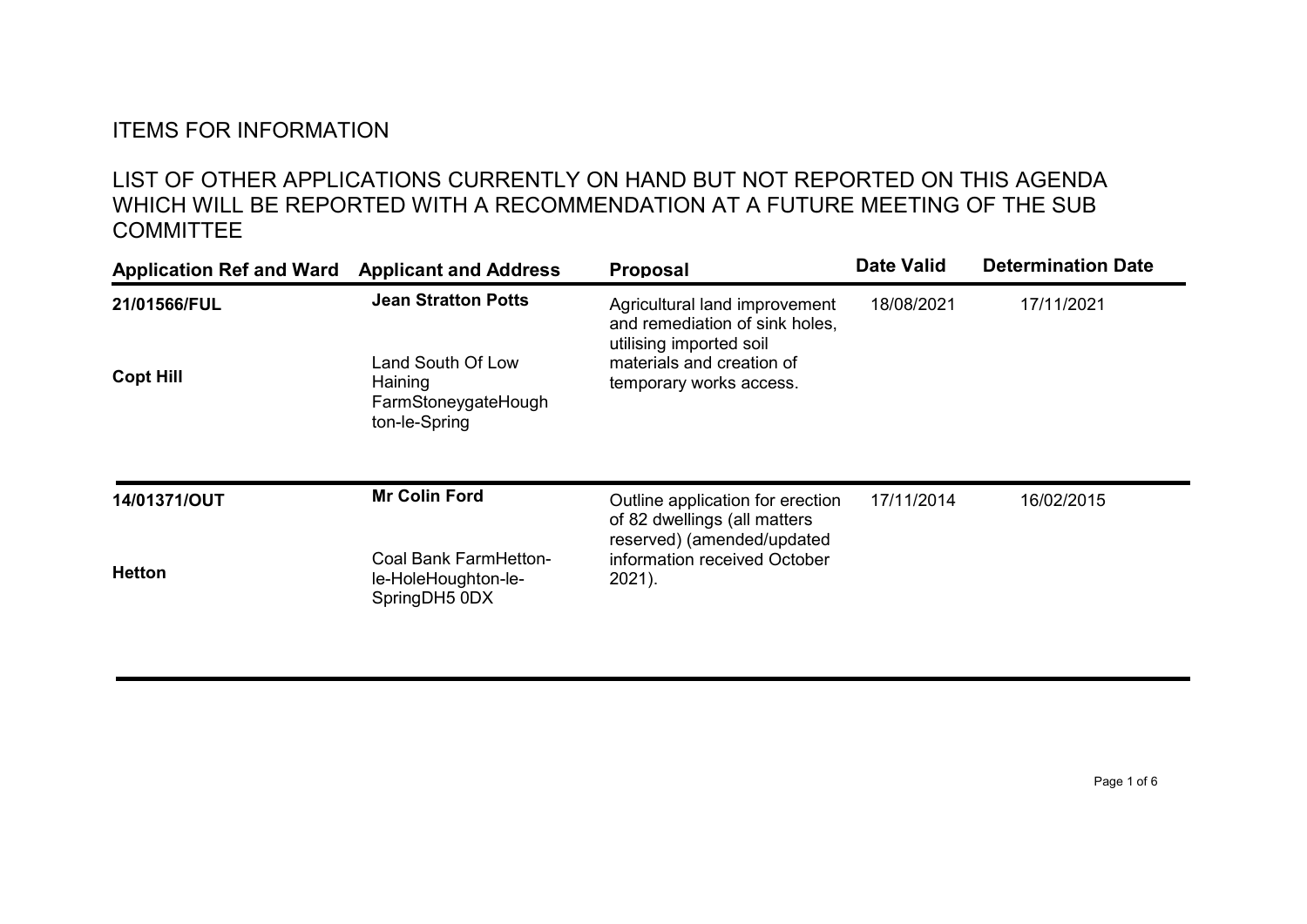# ITEMS FOR INFORMATION

## LIST OF OTHER APPLICATIONS CURRENTLY ON HAND BUT NOT REPORTED ON THIS AGENDA WHICH WILL BE REPORTED WITH A RECOMMENDATION AT A FUTURE MEETING OF THE SUB COMMITTEE

| Application Ref and Ward | Applicant and Address | Proposal | Date Valid | Determination Date |
|---|---|---|---|---|
| **21/01566/FUL**<br><br>**Copt Hill** | **Jean Stratton Potts**<br><br>Land South Of Low Haining FarmStoneygateHoughton-le-Spring | Agricultural land improvement and remediation of sink holes, utilising imported soil materials and creation of temporary works access. | 18/08/2021 | 17/11/2021 |
| **14/01371/OUT**<br><br>**Hetton** | **Mr Colin Ford**<br><br>Coal Bank FarmHetton-le-HoleHoughton-le-SpringDH5 0DX | Outline application for erection of 82 dwellings (all matters reserved) (amended/updated information received October 2021). | 17/11/2014 | 16/02/2015 |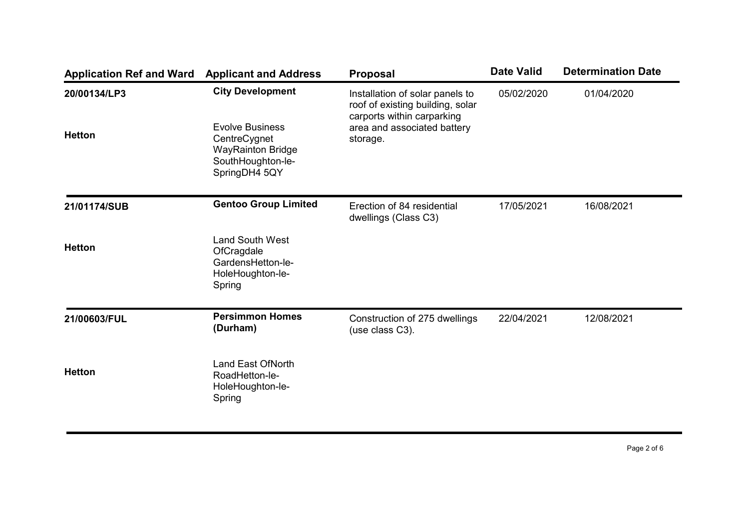| Application Ref and Ward | Applicant and Address | Proposal | Date Valid | Determination Date |
|---|---|---|---|---|
| **20/00134/LP3**<br><br>**Hetton** | **City Development**<br><br>Evolve Business CentreCygnet WayRainton Bridge SouthHoughton-le-SpringDH4 5QY | Installation of solar panels to roof of existing building, solar carports within carparking area and associated battery storage. | 05/02/2020 | 01/04/2020 |
| **21/01174/SUB**<br><br>**Hetton** | **Gentoo Group Limited**<br><br>Land South West OfCragdale GardensHetton-le-HoleHoughton-le-Spring | Erection of 84 residential dwellings (Class C3) | 17/05/2021 | 16/08/2021 |
| **21/00603/FUL**<br><br>**Hetton** | **Persimmon Homes (Durham)**<br><br>Land East OfNorth RoadHetton-le-HoleHoughton-le-Spring | Construction of 275 dwellings (use class C3). | 22/04/2021 | 12/08/2021 |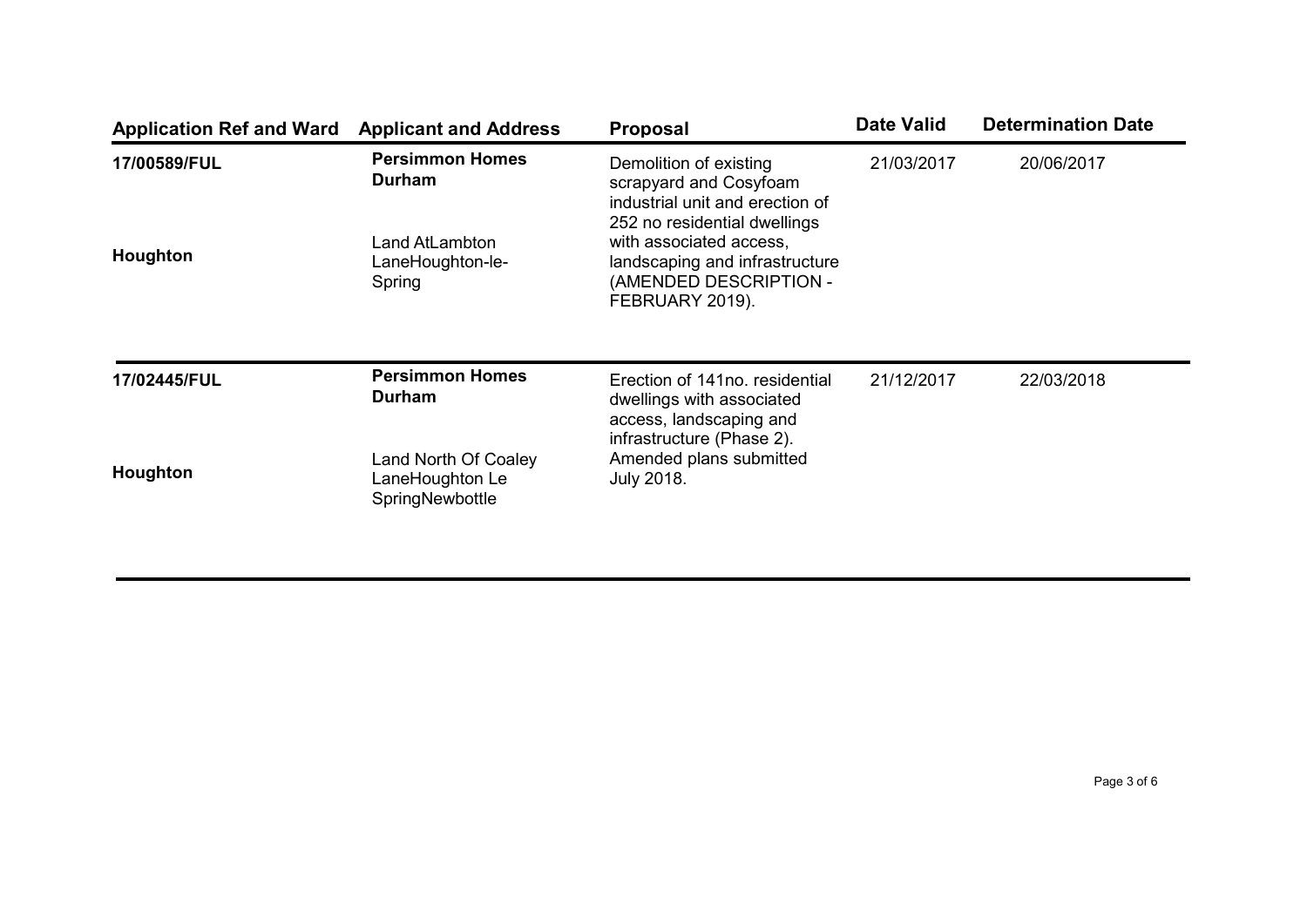| Application Ref and Ward | Applicant and Address | Proposal | Date Valid | Determination Date |
|---|---|---|---|---|
| **17/00589/FUL**<br><br>**Houghton** | **Persimmon Homes Durham**<br><br>Land AtLambton LaneHoughton-le-Spring | Demolition of existing scrapyard and Cosyfoam industrial unit and erection of 252 no residential dwellings with associated access, landscaping and infrastructure (AMENDED DESCRIPTION - FEBRUARY 2019). | 21/03/2017 | 20/06/2017 |
| **17/02445/FUL**<br><br>**Houghton** | **Persimmon Homes Durham**<br><br>Land North Of Coaley LaneHoughton Le SpringNewbottle | Erection of 141no. residential dwellings with associated access, landscaping and infrastructure (Phase 2). Amended plans submitted July 2018. | 21/12/2017 | 22/03/2018 |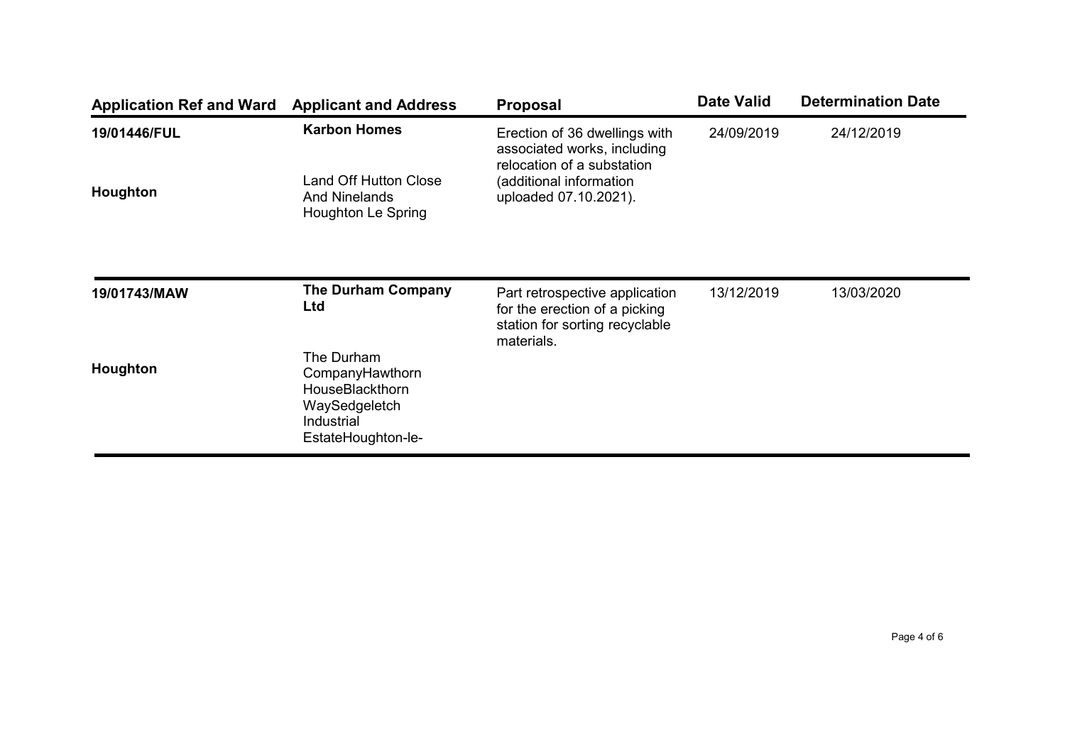| Application Ref and Ward | Applicant and Address | Proposal | Date Valid | Determination Date |
|---|---|---|---|---|
| **19/01446/FUL**<br><br>**Houghton** | **Karbon Homes**<br><br>Land Off Hutton Close And Ninelands Houghton Le Spring | Erection of 36 dwellings with associated works, including relocation of a substation (additional information uploaded 07.10.2021). | 24/09/2019 | 24/12/2019 |
| **19/01743/MAW**<br><br>**Houghton** | **The Durham Company Ltd**<br><br>The Durham CompanyHawthorn HouseBlackthorn WaySedgeletch Industrial EstateHoughton-le- | Part retrospective application for the erection of a picking station for sorting recyclable materials. | 13/12/2019 | 13/03/2020 |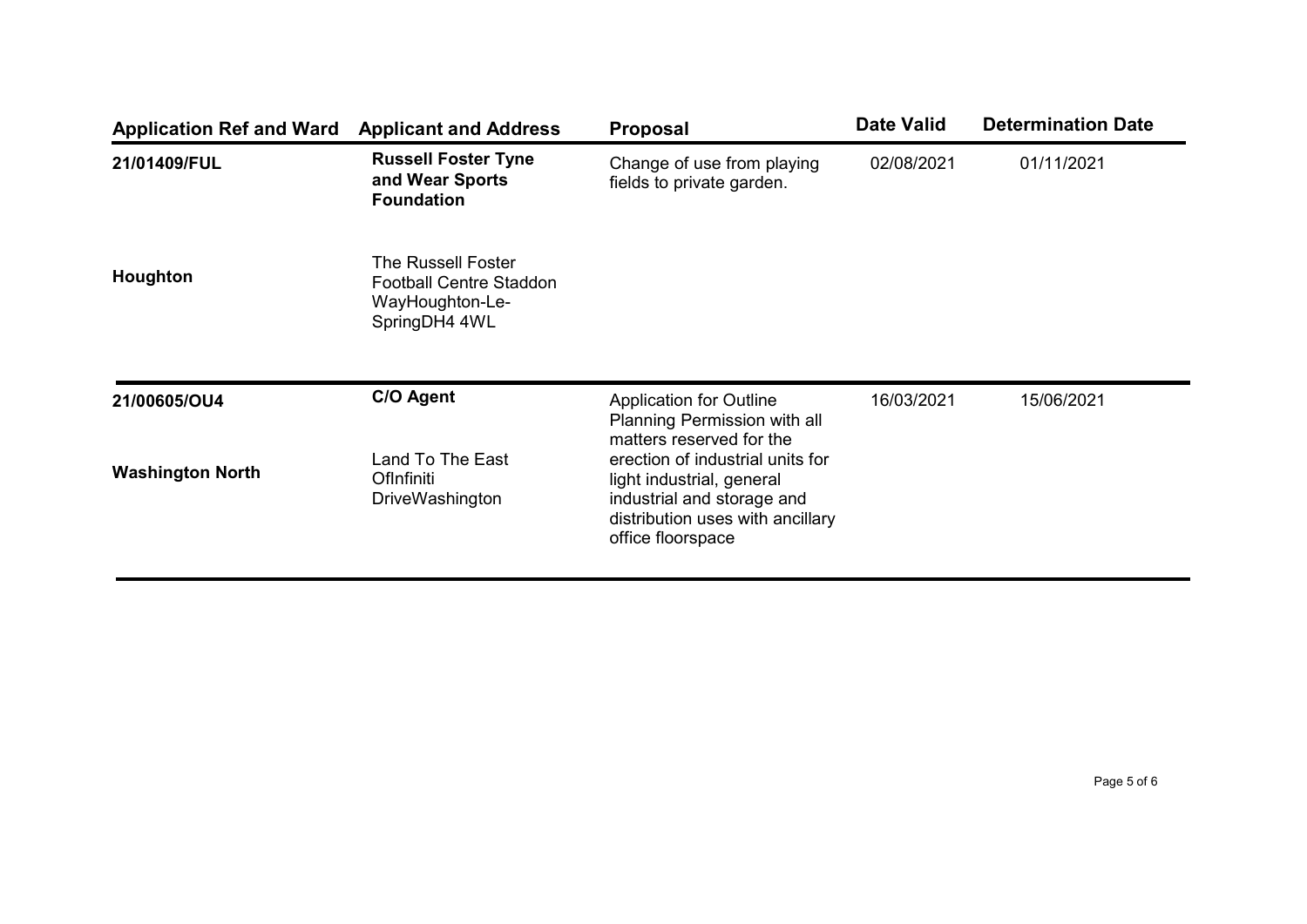| Application Ref and Ward | Applicant and Address | Proposal | Date Valid | Determination Date |
|---|---|---|---|---|
| **21/01409/FUL**<br><br>**Houghton** | **Russell Foster Tyne and Wear Sports Foundation**<br><br>The Russell Foster Football Centre Staddon WayHoughton-Le-SpringDH4 4WL | Change of use from playing fields to private garden. | 02/08/2021 | 01/11/2021 |
| **21/00605/OU4**<br><br>**Washington North** | **C/O Agent**<br><br>Land To The East OfInfiniti DriveWashington | Application for Outline Planning Permission with all matters reserved for the erection of industrial units for light industrial, general industrial and storage and distribution uses with ancillary office floorspace | 16/03/2021 | 15/06/2021 |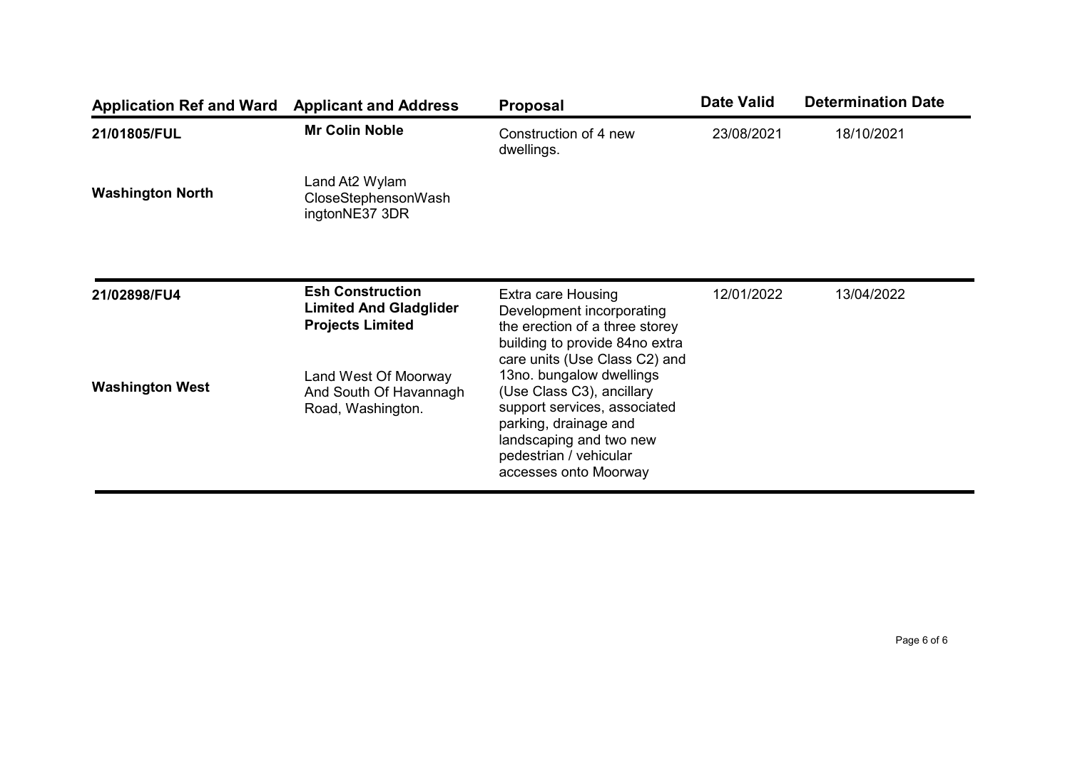| Application Ref and Ward | Applicant and Address | Proposal | Date Valid | Determination Date |
|---|---|---|---|---|
| **21/01805/FUL**<br><br>**Washington North** | **Mr Colin Noble**<br><br>Land At2 Wylam CloseStephensonWashingtonNE37 3DR | Construction of 4 new dwellings. | 23/08/2021 | 18/10/2021 |
| **21/02898/FU4**<br><br>**Washington West** | **Esh Construction Limited And Gladglider Projects Limited**<br><br>Land West Of Moorway And South Of Havannagh Road, Washington. | Extra care Housing Development incorporating the erection of a three storey building to provide 84no extra care units (Use Class C2) and 13no. bungalow dwellings (Use Class C3), ancillary support services, associated parking, drainage and landscaping and two new pedestrian / vehicular accesses onto Moorway | 12/01/2022 | 13/04/2022 |